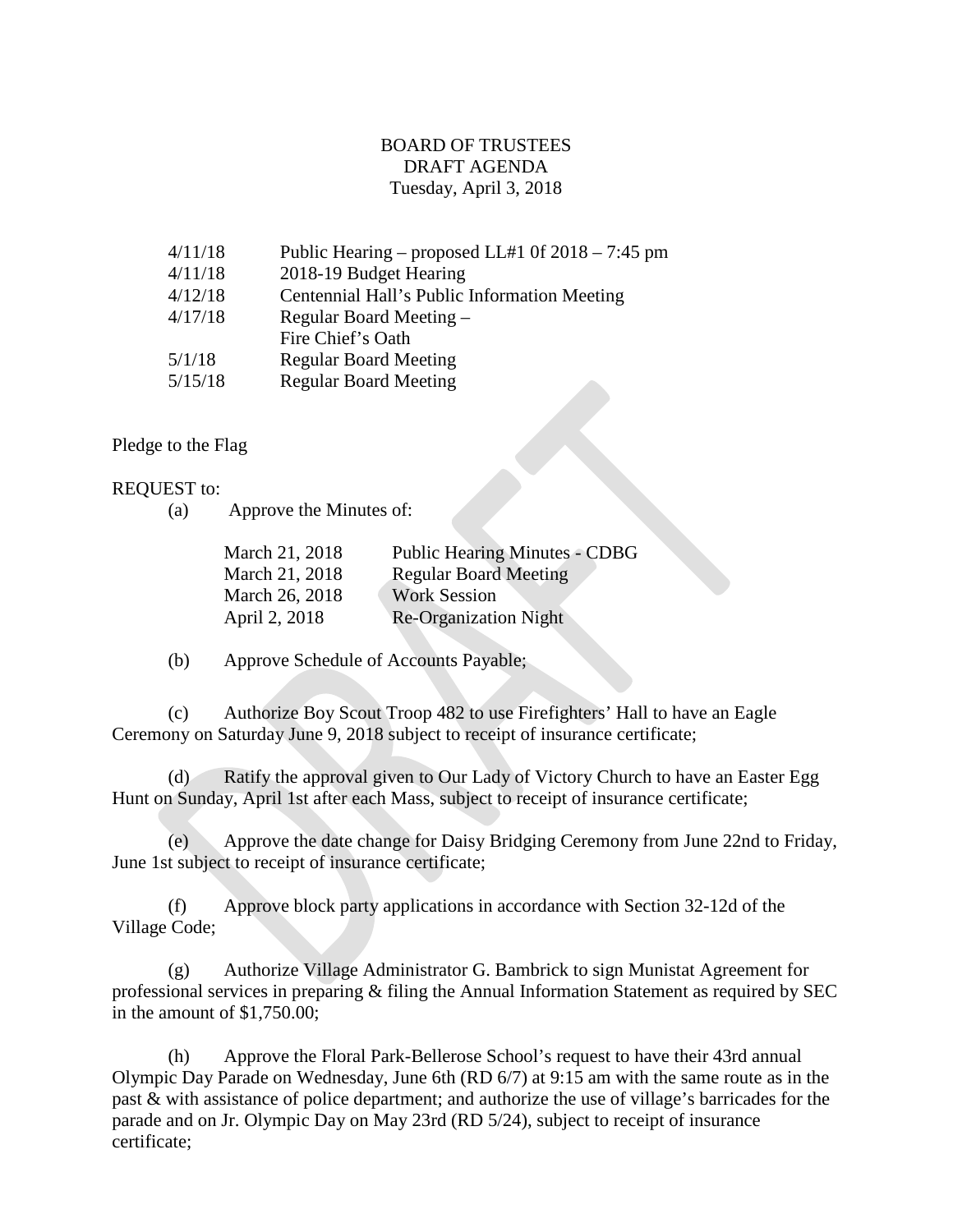BOARD OF TRUSTEES
DRAFT AGENDA
Tuesday, April 3, 2018

| | |
|---|---|
| 4/11/18 | Public Hearing – proposed LL#1 0f 2018 – 7:45 pm |
| 4/11/18 | 2018-19 Budget Hearing |
| 4/12/18 | Centennial Hall's Public Information Meeting |
| 4/17/18 | Regular Board Meeting – Fire Chief's Oath |
| 5/1/18 | Regular Board Meeting |
| 5/15/18 | Regular Board Meeting |

Pledge to the Flag

REQUEST to:

(a) Approve the Minutes of:

| | |
|---|---|
| March 21, 2018 | Public Hearing Minutes - CDBG |
| March 21, 2018 | Regular Board Meeting |
| March 26, 2018 | Work Session |
| April 2, 2018 | Re-Organization Night |

(b) Approve Schedule of Accounts Payable;

(c) Authorize Boy Scout Troop 482 to use Firefighters' Hall to have an Eagle Ceremony on Saturday June 9, 2018 subject to receipt of insurance certificate;

(d) Ratify the approval given to Our Lady of Victory Church to have an Easter Egg Hunt on Sunday, April 1st after each Mass, subject to receipt of insurance certificate;

(e) Approve the date change for Daisy Bridging Ceremony from June 22nd to Friday, June 1st subject to receipt of insurance certificate;

(f) Approve block party applications in accordance with Section 32-12d of the Village Code;

(g) Authorize Village Administrator G. Bambrick to sign Munistat Agreement for professional services in preparing & filing the Annual Information Statement as required by SEC in the amount of $1,750.00;

(h) Approve the Floral Park-Bellerose School's request to have their 43rd annual Olympic Day Parade on Wednesday, June 6th (RD 6/7) at 9:15 am with the same route as in the past & with assistance of police department; and authorize the use of village's barricades for the parade and on Jr. Olympic Day on May 23rd (RD 5/24), subject to receipt of insurance certificate;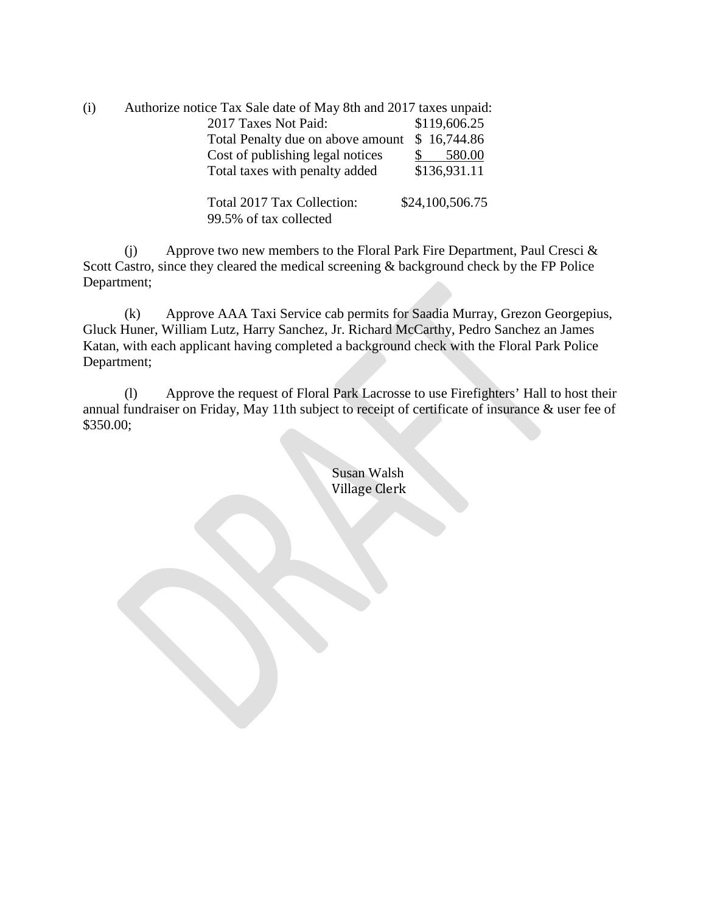(i) Authorize notice Tax Sale date of May 8th and 2017 taxes unpaid:

| | |
|---|---|
| 2017 Taxes Not Paid: | $119,606.25 |
| Total Penalty due on above amount | $ 16,744.86 |
| Cost of publishing legal notices | $ 580.00 |
| Total taxes with penalty added | $136,931.11 |
| | |
| Total 2017 Tax Collection: | $24,100,506.75 |
| 99.5% of tax collected | |

(j) Approve two new members to the Floral Park Fire Department, Paul Cresci & Scott Castro, since they cleared the medical screening & background check by the FP Police Department;

(k) Approve AAA Taxi Service cab permits for Saadia Murray, Grezon Georgepius, Gluck Huner, William Lutz, Harry Sanchez, Jr. Richard McCarthy, Pedro Sanchez an James Katan, with each applicant having completed a background check with the Floral Park Police Department;

(l) Approve the request of Floral Park Lacrosse to use Firefighters' Hall to host their annual fundraiser on Friday, May 11th subject to receipt of certificate of insurance & user fee of $350.00;

Susan Walsh
Village Clerk